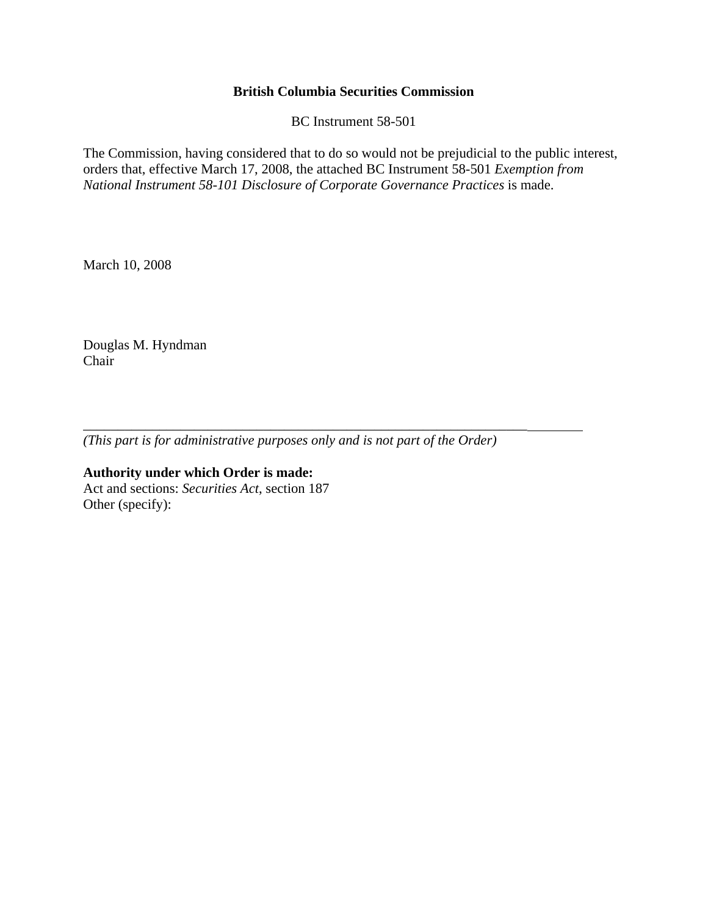**British Columbia Securities Commission**

BC Instrument 58-501

The Commission, having considered that to do so would not be prejudicial to the public interest, orders that, effective March 17, 2008, the attached BC Instrument 58-501 *Exemption from National Instrument 58-101 Disclosure of Corporate Governance Practices* is made.

March 10, 2008

Douglas M. Hyndman
Chair

---

*(This part is for administrative purposes only and is not part of the Order)*

**Authority under which Order is made:**
Act and sections: *Securities Act*, section 187
Other (specify):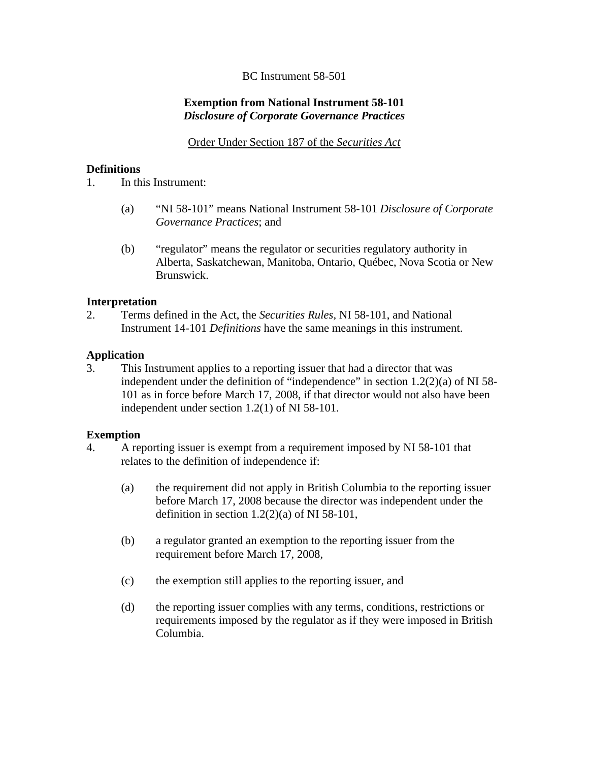BC Instrument 58-501

**Exemption from National Instrument 58-101**
***Disclosure of Corporate Governance Practices***

Order Under Section 187 of the *Securities Act*

**Definitions**

1. In this Instrument:

   (a) "NI 58-101" means National Instrument 58-101 *Disclosure of Corporate Governance Practices*; and

   (b) "regulator" means the regulator or securities regulatory authority in Alberta, Saskatchewan, Manitoba, Ontario, Québec, Nova Scotia or New Brunswick.

**Interpretation**

2. Terms defined in the Act, the *Securities Rules*, NI 58-101, and National Instrument 14-101 *Definitions* have the same meanings in this instrument.

**Application**

3. This Instrument applies to a reporting issuer that had a director that was independent under the definition of "independence" in section 1.2(2)(a) of NI 58-101 as in force before March 17, 2008, if that director would not also have been independent under section 1.2(1) of NI 58-101.

**Exemption**

4. A reporting issuer is exempt from a requirement imposed by NI 58-101 that relates to the definition of independence if:

   (a) the requirement did not apply in British Columbia to the reporting issuer before March 17, 2008 because the director was independent under the definition in section 1.2(2)(a) of NI 58-101,

   (b) a regulator granted an exemption to the reporting issuer from the requirement before March 17, 2008,

   (c) the exemption still applies to the reporting issuer, and

   (d) the reporting issuer complies with any terms, conditions, restrictions or requirements imposed by the regulator as if they were imposed in British Columbia.